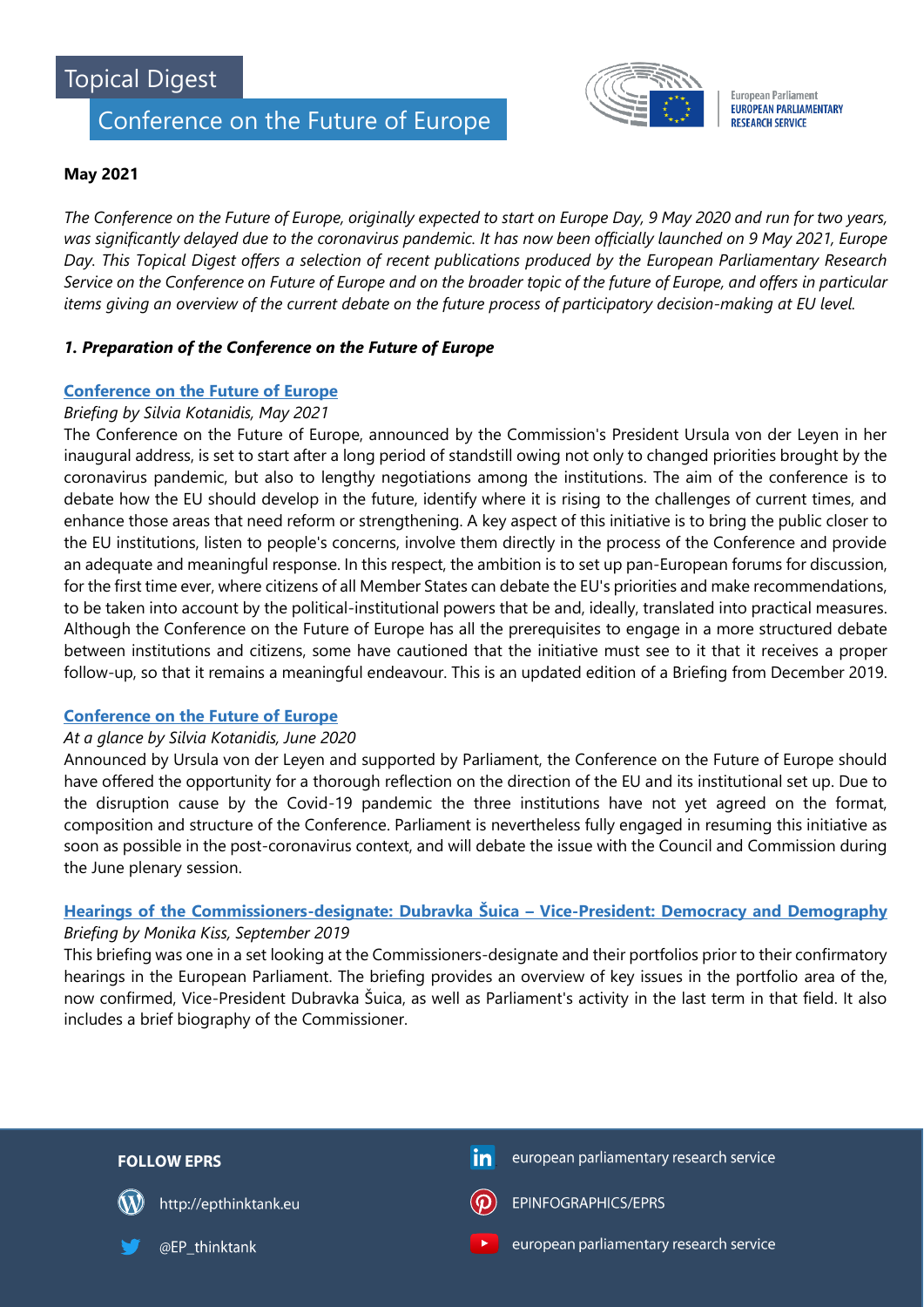# Topical Digest

## Conference on the Future of Europe

European Parliament
EUROPEAN PARLIAMENTARY RESEARCH SERVICE

**May 2021**

*The Conference on the Future of Europe, originally expected to start on Europe Day, 9 May 2020 and run for two years, was significantly delayed due to the coronavirus pandemic. It has now been officially launched on 9 May 2021, Europe Day. This Topical Digest offers a selection of recent publications produced by the European Parliamentary Research Service on the Conference on Future of Europe and on the broader topic of the future of Europe, and offers in particular items giving an overview of the current debate on the future process of participatory decision-making at EU level.*

### *1. Preparation of the Conference on the Future of Europe*

**Conference on the Future of Europe**

*Briefing by Silvia Kotanidis, May 2021*

The Conference on the Future of Europe, announced by the Commission's President Ursula von der Leyen in her inaugural address, is set to start after a long period of standstill owing not only to changed priorities brought by the coronavirus pandemic, but also to lengthy negotiations among the institutions. The aim of the conference is to debate how the EU should develop in the future, identify where it is rising to the challenges of current times, and enhance those areas that need reform or strengthening. A key aspect of this initiative is to bring the public closer to the EU institutions, listen to people's concerns, involve them directly in the process of the Conference and provide an adequate and meaningful response. In this respect, the ambition is to set up pan-European forums for discussion, for the first time ever, where citizens of all Member States can debate the EU's priorities and make recommendations, to be taken into account by the political-institutional powers that be and, ideally, translated into practical measures. Although the Conference on the Future of Europe has all the prerequisites to engage in a more structured debate between institutions and citizens, some have cautioned that the initiative must see to it that it receives a proper follow-up, so that it remains a meaningful endeavour. This is an updated edition of a Briefing from December 2019.

**Conference on the Future of Europe**

*At a glance by Silvia Kotanidis, June 2020*

Announced by Ursula von der Leyen and supported by Parliament, the Conference on the Future of Europe should have offered the opportunity for a thorough reflection on the direction of the EU and its institutional set up. Due to the disruption cause by the Covid-19 pandemic the three institutions have not yet agreed on the format, composition and structure of the Conference. Parliament is nevertheless fully engaged in resuming this initiative as soon as possible in the post-coronavirus context, and will debate the issue with the Council and Commission during the June plenary session.

**Hearings of the Commissioners-designate: Dubravka Šuica – Vice-President: Democracy and Demography**

*Briefing by Monika Kiss, September 2019*

This briefing was one in a set looking at the Commissioners-designate and their portfolios prior to their confirmatory hearings in the European Parliament. The briefing provides an overview of key issues in the portfolio area of the, now confirmed, Vice-President Dubravka Šuica, as well as Parliament's activity in the last term in that field. It also includes a brief biography of the Commissioner.

**FOLLOW EPRS**

http://epthinktank.eu

@EP_thinktank

european parliamentary research service

EPINFOGRAPHICS/EPRS

european parliamentary research service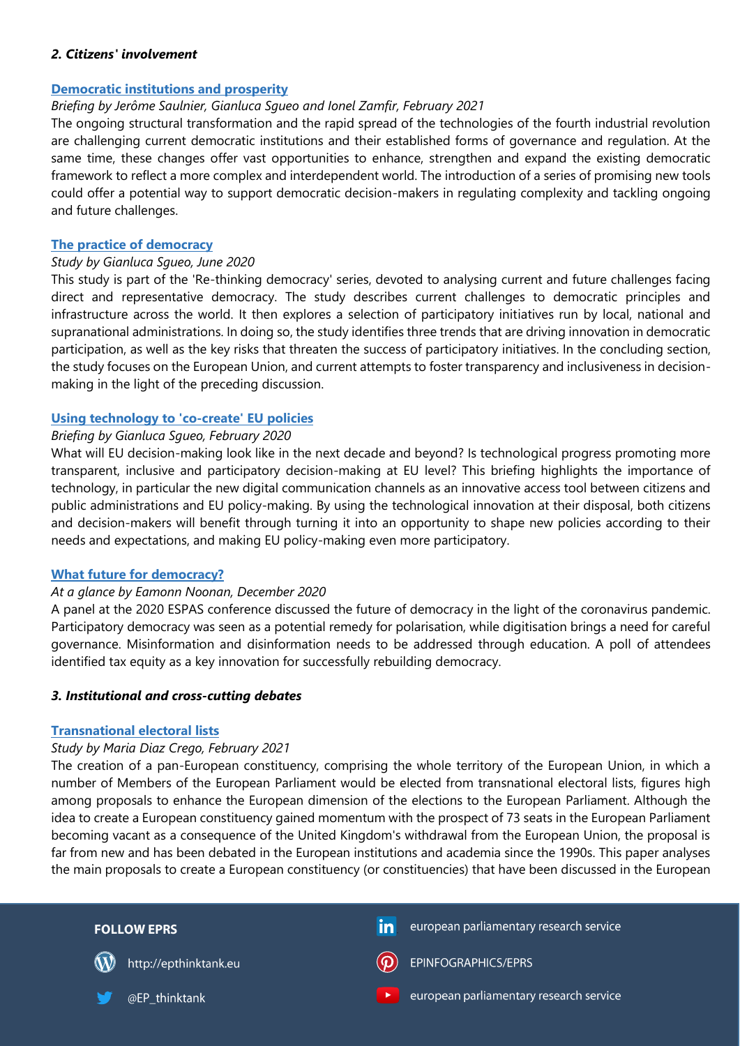### *2. Citizens' involvement*

**Democratic institutions and prosperity**

*Briefing by Jerôme Saulnier, Gianluca Sgueo and Ionel Zamfir, February 2021*

The ongoing structural transformation and the rapid spread of the technologies of the fourth industrial revolution are challenging current democratic institutions and their established forms of governance and regulation. At the same time, these changes offer vast opportunities to enhance, strengthen and expand the existing democratic framework to reflect a more complex and interdependent world. The introduction of a series of promising new tools could offer a potential way to support democratic decision-makers in regulating complexity and tackling ongoing and future challenges.

**The practice of democracy**

*Study by Gianluca Sgueo, June 2020*

This study is part of the 'Re-thinking democracy' series, devoted to analysing current and future challenges facing direct and representative democracy. The study describes current challenges to democratic principles and infrastructure across the world. It then explores a selection of participatory initiatives run by local, national and supranational administrations. In doing so, the study identifies three trends that are driving innovation in democratic participation, as well as the key risks that threaten the success of participatory initiatives. In the concluding section, the study focuses on the European Union, and current attempts to foster transparency and inclusiveness in decision-making in the light of the preceding discussion.

**Using technology to 'co-create' EU policies**

*Briefing by Gianluca Sgueo, February 2020*

What will EU decision-making look like in the next decade and beyond? Is technological progress promoting more transparent, inclusive and participatory decision-making at EU level? This briefing highlights the importance of technology, in particular the new digital communication channels as an innovative access tool between citizens and public administrations and EU policy-making. By using the technological innovation at their disposal, both citizens and decision-makers will benefit through turning it into an opportunity to shape new policies according to their needs and expectations, and making EU policy-making even more participatory.

**What future for democracy?**

*At a glance by Eamonn Noonan, December 2020*

A panel at the 2020 ESPAS conference discussed the future of democracy in the light of the coronavirus pandemic. Participatory democracy was seen as a potential remedy for polarisation, while digitisation brings a need for careful governance. Misinformation and disinformation needs to be addressed through education. A poll of attendees identified tax equity as a key innovation for successfully rebuilding democracy.

### *3. Institutional and cross-cutting debates*

**Transnational electoral lists**

*Study by Maria Diaz Crego, February 2021*

The creation of a pan-European constituency, comprising the whole territory of the European Union, in which a number of Members of the European Parliament would be elected from transnational electoral lists, figures high among proposals to enhance the European dimension of the elections to the European Parliament. Although the idea to create a European constituency gained momentum with the prospect of 73 seats in the European Parliament becoming vacant as a consequence of the United Kingdom's withdrawal from the European Union, the proposal is far from new and has been debated in the European institutions and academia since the 1990s. This paper analyses the main proposals to create a European constituency (or constituencies) that have been discussed in the European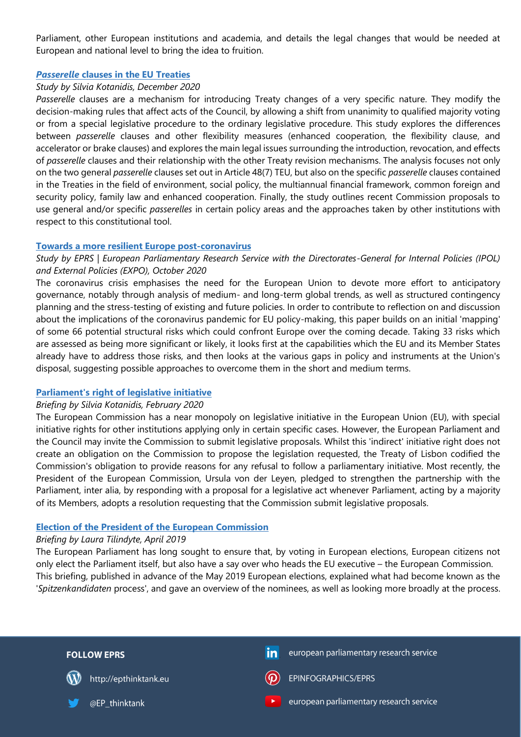Parliament, other European institutions and academia, and details the legal changes that would be needed at European and national level to bring the idea to fruition.

### ***Passerelle* clauses in the EU Treaties**

*Study by Silvia Kotanidis, December 2020*

*Passerelle* clauses are a mechanism for introducing Treaty changes of a very specific nature. They modify the decision-making rules that affect acts of the Council, by allowing a shift from unanimity to qualified majority voting or from a special legislative procedure to the ordinary legislative procedure. This study explores the differences between *passerelle* clauses and other flexibility measures (enhanced cooperation, the flexibility clause, and accelerator or brake clauses) and explores the main legal issues surrounding the introduction, revocation, and effects of *passerelle* clauses and their relationship with the other Treaty revision mechanisms. The analysis focuses not only on the two general *passerelle* clauses set out in Article 48(7) TEU, but also on the specific *passerelle* clauses contained in the Treaties in the field of environment, social policy, the multiannual financial framework, common foreign and security policy, family law and enhanced cooperation. Finally, the study outlines recent Commission proposals to use general and/or specific *passerelles* in certain policy areas and the approaches taken by other institutions with respect to this constitutional tool.

### **Towards a more resilient Europe post-coronavirus**

*Study by EPRS | European Parliamentary Research Service with the Directorates-General for Internal Policies (IPOL) and External Policies (EXPO), October 2020*

The coronavirus crisis emphasises the need for the European Union to devote more effort to anticipatory governance, notably through analysis of medium- and long-term global trends, as well as structured contingency planning and the stress-testing of existing and future policies. In order to contribute to reflection on and discussion about the implications of the coronavirus pandemic for EU policy-making, this paper builds on an initial 'mapping' of some 66 potential structural risks which could confront Europe over the coming decade. Taking 33 risks which are assessed as being more significant or likely, it looks first at the capabilities which the EU and its Member States already have to address those risks, and then looks at the various gaps in policy and instruments at the Union's disposal, suggesting possible approaches to overcome them in the short and medium terms.

### **Parliament's right of legislative initiative**

*Briefing by Silvia Kotanidis, February 2020*

The European Commission has a near monopoly on legislative initiative in the European Union (EU), with special initiative rights for other institutions applying only in certain specific cases. However, the European Parliament and the Council may invite the Commission to submit legislative proposals. Whilst this 'indirect' initiative right does not create an obligation on the Commission to propose the legislation requested, the Treaty of Lisbon codified the Commission's obligation to provide reasons for any refusal to follow a parliamentary initiative. Most recently, the President of the European Commission, Ursula von der Leyen, pledged to strengthen the partnership with the Parliament, inter alia, by responding with a proposal for a legislative act whenever Parliament, acting by a majority of its Members, adopts a resolution requesting that the Commission submit legislative proposals.

### **Election of the President of the European Commission**

*Briefing by Laura Tilindyte, April 2019*

The European Parliament has long sought to ensure that, by voting in European elections, European citizens not only elect the Parliament itself, but also have a say over who heads the EU executive – the European Commission.

This briefing, published in advance of the May 2019 European elections, explained what had become known as the '*Spitzenkandidaten* process', and gave an overview of the nominees, as well as looking more broadly at the process.

**FOLLOW EPRS**

http://epthinktank.eu

@EP_thinktank

european parliamentary research service

EPINFOGRAPHICS/EPRS

european parliamentary research service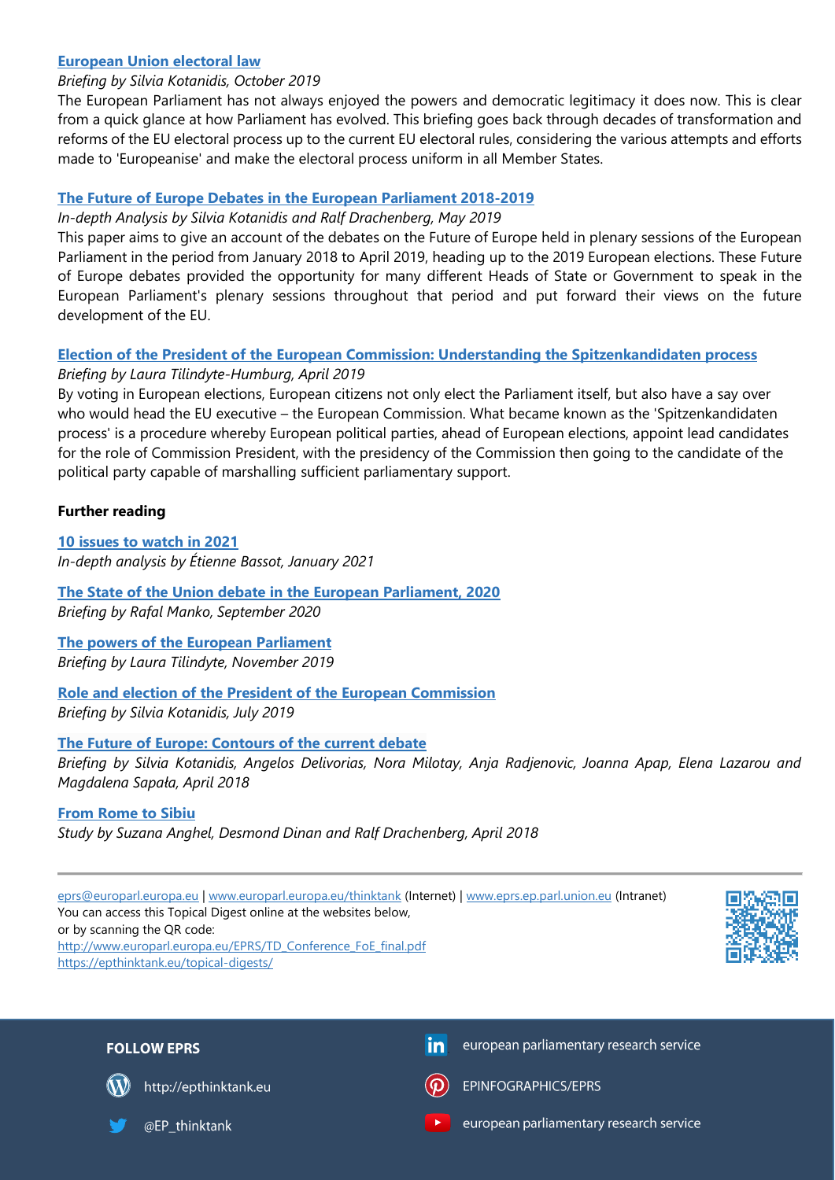[European Union electoral law](#)

*Briefing by Silvia Kotanidis, October 2019*

The European Parliament has not always enjoyed the powers and democratic legitimacy it does now. This is clear from a quick glance at how Parliament has evolved. This briefing goes back through decades of transformation and reforms of the EU electoral process up to the current EU electoral rules, considering the various attempts and efforts made to 'Europeanise' and make the electoral process uniform in all Member States.

[The Future of Europe Debates in the European Parliament 2018-2019](#)

*In-depth Analysis by Silvia Kotanidis and Ralf Drachenberg, May 2019*

This paper aims to give an account of the debates on the Future of Europe held in plenary sessions of the European Parliament in the period from January 2018 to April 2019, heading up to the 2019 European elections. These Future of Europe debates provided the opportunity for many different Heads of State or Government to speak in the European Parliament's plenary sessions throughout that period and put forward their views on the future development of the EU.

[Election of the President of the European Commission: Understanding the Spitzenkandidaten process](#)

*Briefing by Laura Tilindyte-Humburg, April 2019*

By voting in European elections, European citizens not only elect the Parliament itself, but also have a say over who would head the EU executive – the European Commission. What became known as the 'Spitzenkandidaten process' is a procedure whereby European political parties, ahead of European elections, appoint lead candidates for the role of Commission President, with the presidency of the Commission then going to the candidate of the political party capable of marshalling sufficient parliamentary support.

**Further reading**

[10 issues to watch in 2021](#)
*In-depth analysis by Étienne Bassot, January 2021*

[The State of the Union debate in the European Parliament, 2020](#)
*Briefing by Rafal Manko, September 2020*

[The powers of the European Parliament](#)
*Briefing by Laura Tilindyte, November 2019*

[Role and election of the President of the European Commission](#)
*Briefing by Silvia Kotanidis, July 2019*

[The Future of Europe: Contours of the current debate](#)
*Briefing by Silvia Kotanidis, Angelos Delivorias, Nora Milotay, Anja Radjenovic, Joanna Apap, Elena Lazarou and Magdalena Sapała, April 2018*

[From Rome to Sibiu](#)
*Study by Suzana Anghel, Desmond Dinan and Ralf Drachenberg, April 2018*

---

eprs@europarl.europa.eu | www.europarl.europa.eu/thinktank (Internet) | www.eprs.ep.parl.union.eu (Intranet)
You can access this Topical Digest online at the websites below,
or by scanning the QR code:
http://www.europarl.europa.eu/EPRS/TD_Conference_FoE_final.pdf
https://epthinktank.eu/topical-digests/

**FOLLOW EPRS**

http://epthinktank.eu

@EP_thinktank

european parliamentary research service

EPINFOGRAPHICS/EPRS

european parliamentary research service